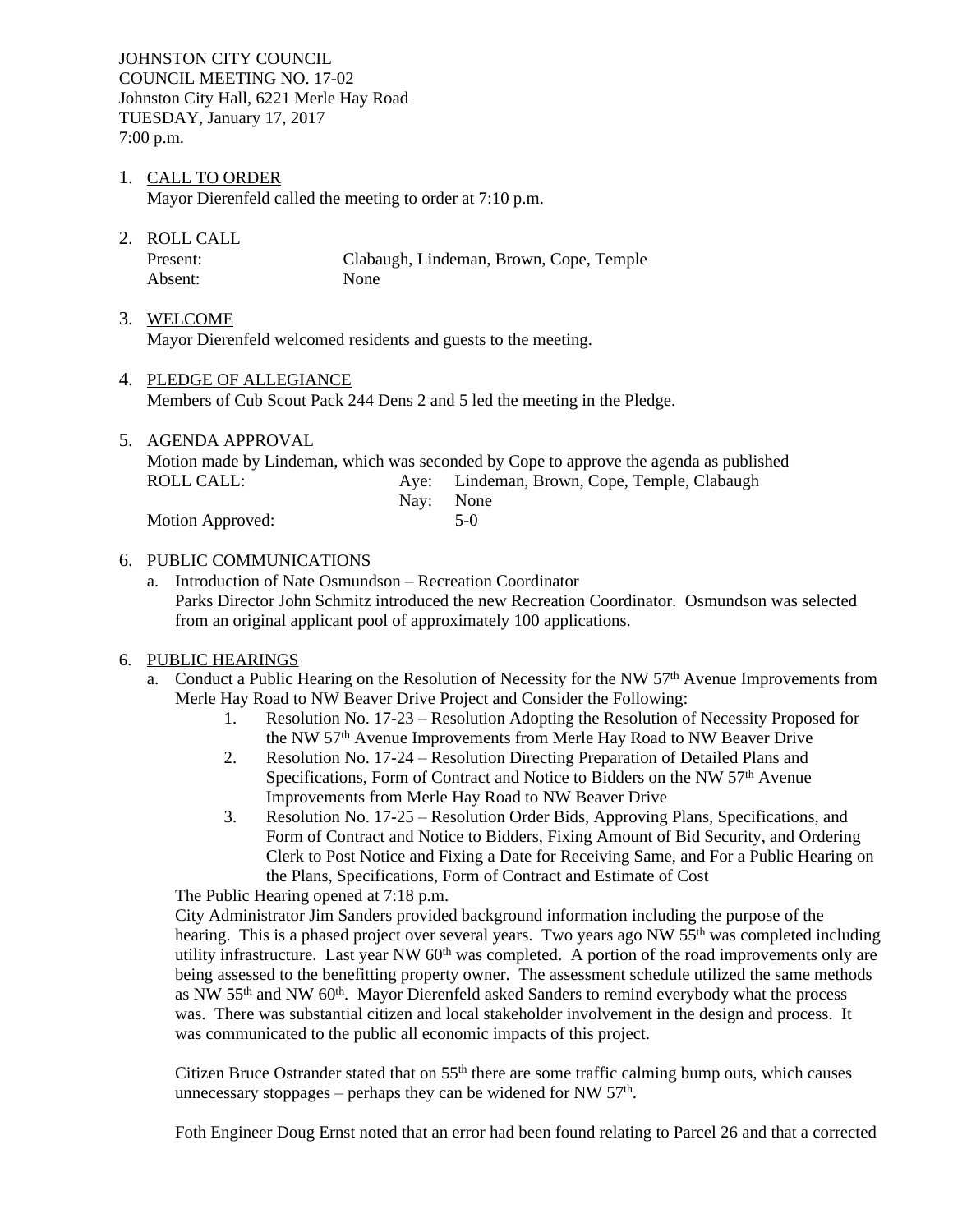JOHNSTON CITY COUNCIL
COUNCIL MEETING NO. 17-02
Johnston City Hall, 6221 Merle Hay Road
TUESDAY, January 17, 2017
7:00 p.m.

1. CALL TO ORDER
   Mayor Dierenfeld called the meeting to order at 7:10 p.m.

2. ROLL CALL
   Present: Clabaugh, Lindeman, Brown, Cope, Temple
   Absent: None

3. WELCOME
   Mayor Dierenfeld welcomed residents and guests to the meeting.

4. PLEDGE OF ALLEGIANCE
   Members of Cub Scout Pack 244 Dens 2 and 5 led the meeting in the Pledge.

5. AGENDA APPROVAL
   Motion made by Lindeman, which was seconded by Cope to approve the agenda as published
   ROLL CALL: Aye: Lindeman, Brown, Cope, Temple, Clabaugh
   Nay: None
   Motion Approved: 5-0

6. PUBLIC COMMUNICATIONS
   a. Introduction of Nate Osmundson – Recreation Coordinator
      Parks Director John Schmitz introduced the new Recreation Coordinator. Osmundson was selected from an original applicant pool of approximately 100 applications.

6. PUBLIC HEARINGS
   a. Conduct a Public Hearing on the Resolution of Necessity for the NW 57th Avenue Improvements from Merle Hay Road to NW Beaver Drive Project and Consider the Following:
      1. Resolution No. 17-23 – Resolution Adopting the Resolution of Necessity Proposed for the NW 57th Avenue Improvements from Merle Hay Road to NW Beaver Drive
      2. Resolution No. 17-24 – Resolution Directing Preparation of Detailed Plans and Specifications, Form of Contract and Notice to Bidders on the NW 57th Avenue Improvements from Merle Hay Road to NW Beaver Drive
      3. Resolution No. 17-25 – Resolution Order Bids, Approving Plans, Specifications, and Form of Contract and Notice to Bidders, Fixing Amount of Bid Security, and Ordering Clerk to Post Notice and Fixing a Date for Receiving Same, and For a Public Hearing on the Plans, Specifications, Form of Contract and Estimate of Cost

      The Public Hearing opened at 7:18 p.m.
      City Administrator Jim Sanders provided background information including the purpose of the hearing. This is a phased project over several years. Two years ago NW 55th was completed including utility infrastructure. Last year NW 60th was completed. A portion of the road improvements only are being assessed to the benefitting property owner. The assessment schedule utilized the same methods as NW 55th and NW 60th. Mayor Dierenfeld asked Sanders to remind everybody what the process was. There was substantial citizen and local stakeholder involvement in the design and process. It was communicated to the public all economic impacts of this project.

      Citizen Bruce Ostrander stated that on 55th there are some traffic calming bump outs, which causes unnecessary stoppages – perhaps they can be widened for NW 57th.

      Foth Engineer Doug Ernst noted that an error had been found relating to Parcel 26 and that a corrected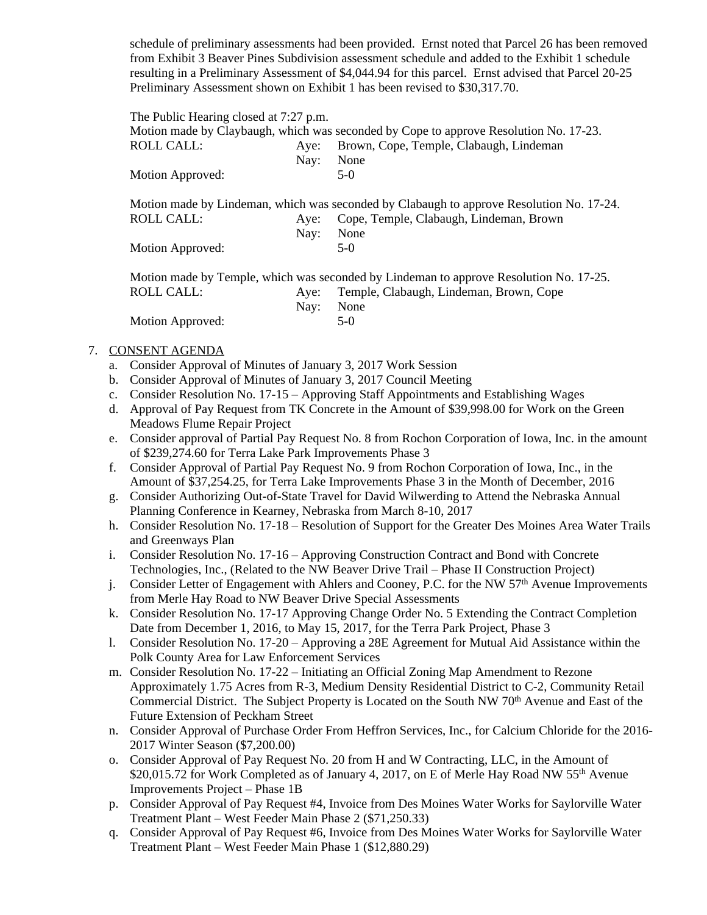schedule of preliminary assessments had been provided. Ernst noted that Parcel 26 has been removed from Exhibit 3 Beaver Pines Subdivision assessment schedule and added to the Exhibit 1 schedule resulting in a Preliminary Assessment of $4,044.94 for this parcel. Ernst advised that Parcel 20-25 Preliminary Assessment shown on Exhibit 1 has been revised to $30,317.70.

The Public Hearing closed at 7:27 p.m.

Motion made by Claybaugh, which was seconded by Cope to approve Resolution No. 17-23.

| | | |
|---|---|---|
| ROLL CALL: | Aye: | Brown, Cope, Temple, Clabaugh, Lindeman |
| | Nay: | None |
| Motion Approved: | | 5-0 |

Motion made by Lindeman, which was seconded by Clabaugh to approve Resolution No. 17-24.

| | | |
|---|---|---|
| ROLL CALL: | Aye: | Cope, Temple, Clabaugh, Lindeman, Brown |
| | Nay: | None |
| Motion Approved: | | 5-0 |

Motion made by Temple, which was seconded by Lindeman to approve Resolution No. 17-25.

| | | |
|---|---|---|
| ROLL CALL: | Aye: | Temple, Clabaugh, Lindeman, Brown, Cope |
| | Nay: | None |
| Motion Approved: | | 5-0 |

7. CONSENT AGENDA
   a. Consider Approval of Minutes of January 3, 2017 Work Session
   b. Consider Approval of Minutes of January 3, 2017 Council Meeting
   c. Consider Resolution No. 17-15 – Approving Staff Appointments and Establishing Wages
   d. Approval of Pay Request from TK Concrete in the Amount of $39,998.00 for Work on the Green Meadows Flume Repair Project
   e. Consider approval of Partial Pay Request No. 8 from Rochon Corporation of Iowa, Inc. in the amount of $239,274.60 for Terra Lake Park Improvements Phase 3
   f. Consider Approval of Partial Pay Request No. 9 from Rochon Corporation of Iowa, Inc., in the Amount of $37,254.25, for Terra Lake Improvements Phase 3 in the Month of December, 2016
   g. Consider Authorizing Out-of-State Travel for David Wilwerding to Attend the Nebraska Annual Planning Conference in Kearney, Nebraska from March 8-10, 2017
   h. Consider Resolution No. 17-18 – Resolution of Support for the Greater Des Moines Area Water Trails and Greenways Plan
   i. Consider Resolution No. 17-16 – Approving Construction Contract and Bond with Concrete Technologies, Inc., (Related to the NW Beaver Drive Trail – Phase II Construction Project)
   j. Consider Letter of Engagement with Ahlers and Cooney, P.C. for the NW 57th Avenue Improvements from Merle Hay Road to NW Beaver Drive Special Assessments
   k. Consider Resolution No. 17-17 Approving Change Order No. 5 Extending the Contract Completion Date from December 1, 2016, to May 15, 2017, for the Terra Park Project, Phase 3
   l. Consider Resolution No. 17-20 – Approving a 28E Agreement for Mutual Aid Assistance within the Polk County Area for Law Enforcement Services
   m. Consider Resolution No. 17-22 – Initiating an Official Zoning Map Amendment to Rezone Approximately 1.75 Acres from R-3, Medium Density Residential District to C-2, Community Retail Commercial District. The Subject Property is Located on the South NW 70th Avenue and East of the Future Extension of Peckham Street
   n. Consider Approval of Purchase Order From Heffron Services, Inc., for Calcium Chloride for the 2016-2017 Winter Season ($7,200.00)
   o. Consider Approval of Pay Request No. 20 from H and W Contracting, LLC, in the Amount of $20,015.72 for Work Completed as of January 4, 2017, on E of Merle Hay Road NW 55th Avenue Improvements Project – Phase 1B
   p. Consider Approval of Pay Request #4, Invoice from Des Moines Water Works for Saylorville Water Treatment Plant – West Feeder Main Phase 2 ($71,250.33)
   q. Consider Approval of Pay Request #6, Invoice from Des Moines Water Works for Saylorville Water Treatment Plant – West Feeder Main Phase 1 ($12,880.29)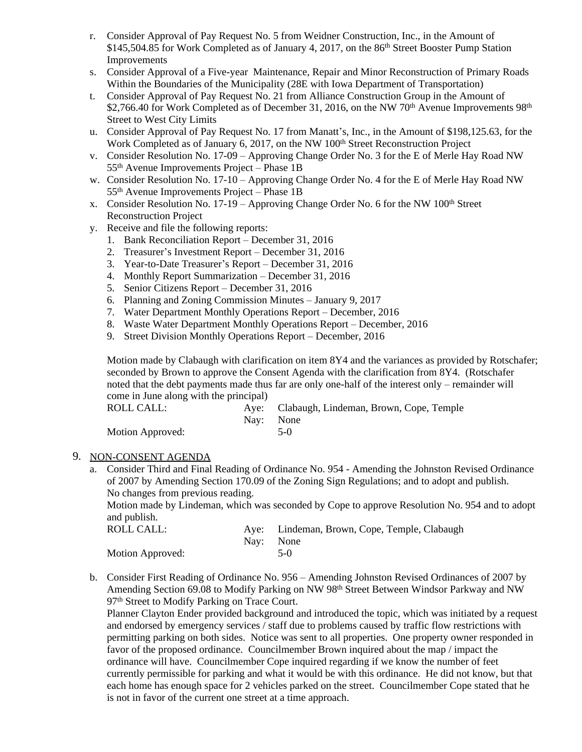r. Consider Approval of Pay Request No. 5 from Weidner Construction, Inc., in the Amount of $145,504.85 for Work Completed as of January 4, 2017, on the 86th Street Booster Pump Station Improvements

s. Consider Approval of a Five-year Maintenance, Repair and Minor Reconstruction of Primary Roads Within the Boundaries of the Municipality (28E with Iowa Department of Transportation)

t. Consider Approval of Pay Request No. 21 from Alliance Construction Group in the Amount of $2,766.40 for Work Completed as of December 31, 2016, on the NW 70th Avenue Improvements 98th Street to West City Limits

u. Consider Approval of Pay Request No. 17 from Manatt's, Inc., in the Amount of $198,125.63, for the Work Completed as of January 6, 2017, on the NW 100th Street Reconstruction Project

v. Consider Resolution No. 17-09 – Approving Change Order No. 3 for the E of Merle Hay Road NW 55th Avenue Improvements Project – Phase 1B

w. Consider Resolution No. 17-10 – Approving Change Order No. 4 for the E of Merle Hay Road NW 55th Avenue Improvements Project – Phase 1B

x. Consider Resolution No. 17-19 – Approving Change Order No. 6 for the NW 100th Street Reconstruction Project

y. Receive and file the following reports:
   1. Bank Reconciliation Report – December 31, 2016
   2. Treasurer's Investment Report – December 31, 2016
   3. Year-to-Date Treasurer's Report – December 31, 2016
   4. Monthly Report Summarization – December 31, 2016
   5. Senior Citizens Report – December 31, 2016
   6. Planning and Zoning Commission Minutes – January 9, 2017
   7. Water Department Monthly Operations Report – December, 2016
   8. Waste Water Department Monthly Operations Report – December, 2016
   9. Street Division Monthly Operations Report – December, 2016

Motion made by Clabaugh with clarification on item 8Y4 and the variances as provided by Rotschafer; seconded by Brown to approve the Consent Agenda with the clarification from 8Y4. (Rotschafer noted that the debt payments made thus far are only one-half of the interest only – remainder will come in June along with the principal)

ROLL CALL: Aye: Clabaugh, Lindeman, Brown, Cope, Temple
Nay: None
Motion Approved: 5-0

9. NON-CONSENT AGENDA

a. Consider Third and Final Reading of Ordinance No. 954 - Amending the Johnston Revised Ordinance of 2007 by Amending Section 170.09 of the Zoning Sign Regulations; and to adopt and publish.
No changes from previous reading.
Motion made by Lindeman, which was seconded by Cope to approve Resolution No. 954 and to adopt and publish.

ROLL CALL: Aye: Lindeman, Brown, Cope, Temple, Clabaugh
Nay: None
Motion Approved: 5-0

b. Consider First Reading of Ordinance No. 956 – Amending Johnston Revised Ordinances of 2007 by Amending Section 69.08 to Modify Parking on NW 98th Street Between Windsor Parkway and NW 97th Street to Modify Parking on Trace Court.
Planner Clayton Ender provided background and introduced the topic, which was initiated by a request and endorsed by emergency services / staff due to problems caused by traffic flow restrictions with permitting parking on both sides. Notice was sent to all properties. One property owner responded in favor of the proposed ordinance. Councilmember Brown inquired about the map / impact the ordinance will have. Councilmember Cope inquired regarding if we know the number of feet currently permissible for parking and what it would be with this ordinance. He did not know, but that each home has enough space for 2 vehicles parked on the street. Councilmember Cope stated that he is not in favor of the current one street at a time approach.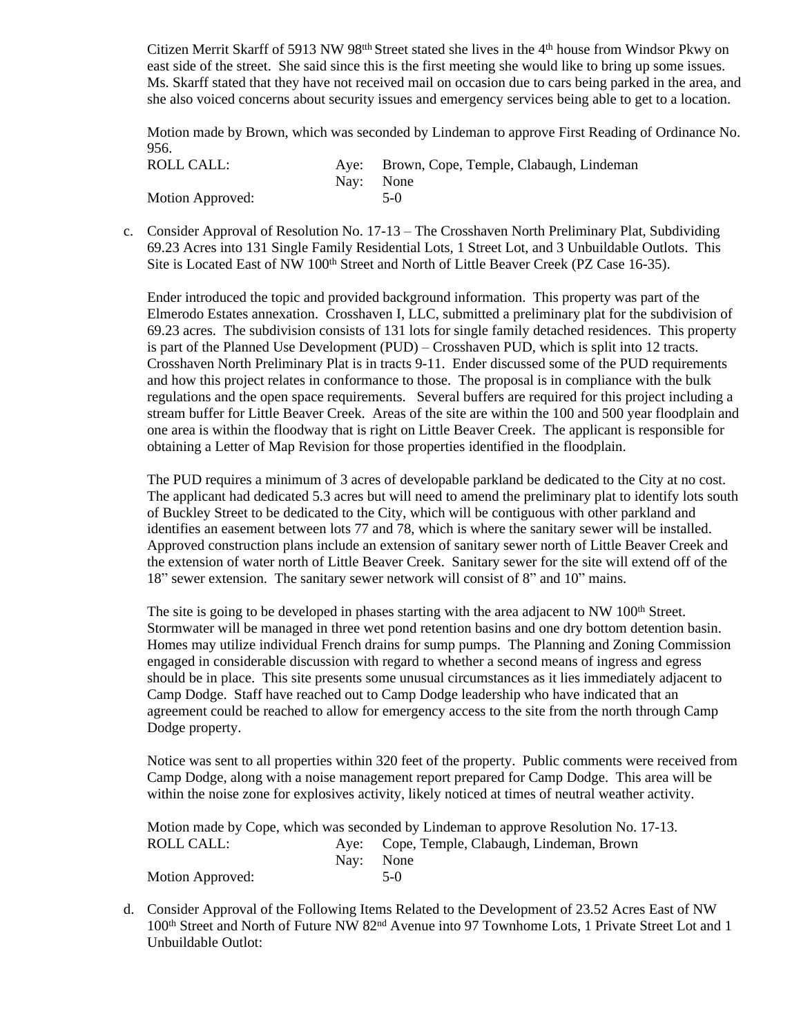Citizen Merrit Skarff of 5913 NW 98th Street stated she lives in the 4th house from Windsor Pkwy on east side of the street. She said since this is the first meeting she would like to bring up some issues. Ms. Skarff stated that they have not received mail on occasion due to cars being parked in the area, and she also voiced concerns about security issues and emergency services being able to get to a location.

Motion made by Brown, which was seconded by Lindeman to approve First Reading of Ordinance No. 956.

| ROLL CALL: | Aye: | Brown, Cope, Temple, Clabaugh, Lindeman |
|---|---|---|
| | Nay: | None |
| Motion Approved: | | 5-0 |

c. Consider Approval of Resolution No. 17-13 – The Crosshaven North Preliminary Plat, Subdividing 69.23 Acres into 131 Single Family Residential Lots, 1 Street Lot, and 3 Unbuildable Outlots. This Site is Located East of NW 100th Street and North of Little Beaver Creek (PZ Case 16-35).

Ender introduced the topic and provided background information. This property was part of the Elmerodo Estates annexation. Crosshaven I, LLC, submitted a preliminary plat for the subdivision of 69.23 acres. The subdivision consists of 131 lots for single family detached residences. This property is part of the Planned Use Development (PUD) – Crosshaven PUD, which is split into 12 tracts. Crosshaven North Preliminary Plat is in tracts 9-11. Ender discussed some of the PUD requirements and how this project relates in conformance to those. The proposal is in compliance with the bulk regulations and the open space requirements. Several buffers are required for this project including a stream buffer for Little Beaver Creek. Areas of the site are within the 100 and 500 year floodplain and one area is within the floodway that is right on Little Beaver Creek. The applicant is responsible for obtaining a Letter of Map Revision for those properties identified in the floodplain.

The PUD requires a minimum of 3 acres of developable parkland be dedicated to the City at no cost. The applicant had dedicated 5.3 acres but will need to amend the preliminary plat to identify lots south of Buckley Street to be dedicated to the City, which will be contiguous with other parkland and identifies an easement between lots 77 and 78, which is where the sanitary sewer will be installed. Approved construction plans include an extension of sanitary sewer north of Little Beaver Creek and the extension of water north of Little Beaver Creek. Sanitary sewer for the site will extend off of the 18" sewer extension. The sanitary sewer network will consist of 8" and 10" mains.

The site is going to be developed in phases starting with the area adjacent to NW 100th Street. Stormwater will be managed in three wet pond retention basins and one dry bottom detention basin. Homes may utilize individual French drains for sump pumps. The Planning and Zoning Commission engaged in considerable discussion with regard to whether a second means of ingress and egress should be in place. This site presents some unusual circumstances as it lies immediately adjacent to Camp Dodge. Staff have reached out to Camp Dodge leadership who have indicated that an agreement could be reached to allow for emergency access to the site from the north through Camp Dodge property.

Notice was sent to all properties within 320 feet of the property. Public comments were received from Camp Dodge, along with a noise management report prepared for Camp Dodge. This area will be within the noise zone for explosives activity, likely noticed at times of neutral weather activity.

Motion made by Cope, which was seconded by Lindeman to approve Resolution No. 17-13.

| ROLL CALL: | Aye: | Cope, Temple, Clabaugh, Lindeman, Brown |
|---|---|---|
| | Nay: | None |
| Motion Approved: | | 5-0 |

d. Consider Approval of the Following Items Related to the Development of 23.52 Acres East of NW 100th Street and North of Future NW 82nd Avenue into 97 Townhome Lots, 1 Private Street Lot and 1 Unbuildable Outlot: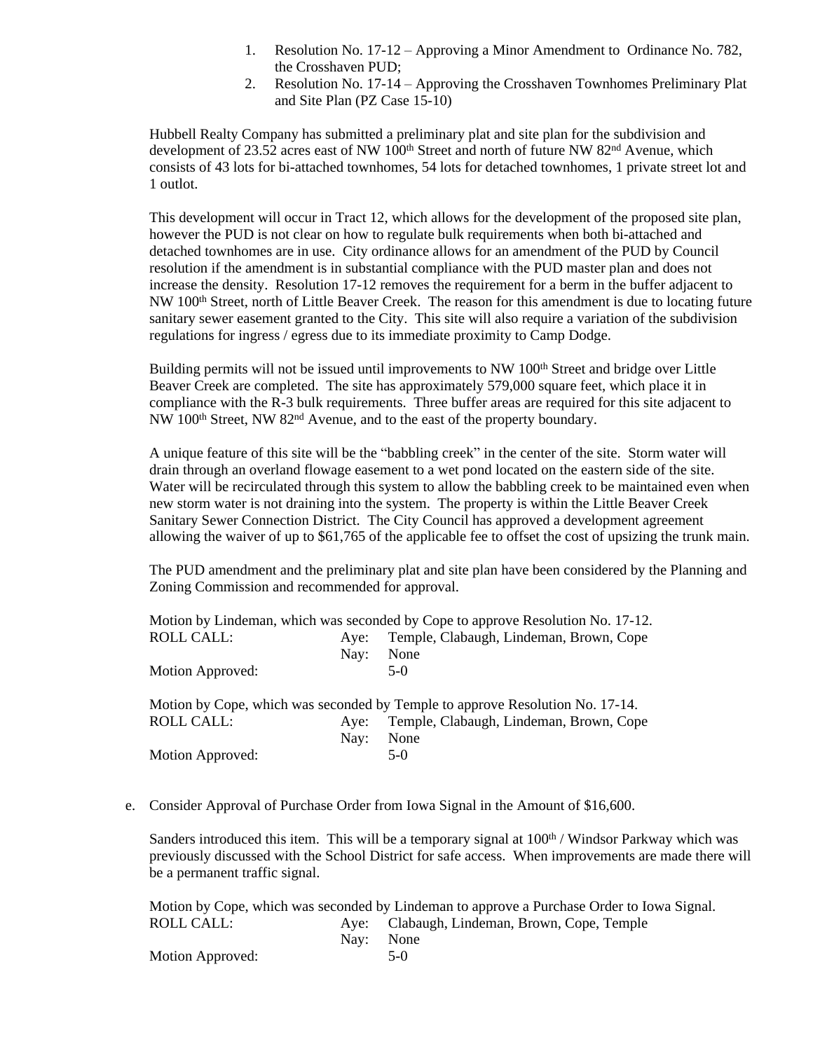1. Resolution No. 17-12 – Approving a Minor Amendment to Ordinance No. 782, the Crosshaven PUD;
2. Resolution No. 17-14 – Approving the Crosshaven Townhomes Preliminary Plat and Site Plan (PZ Case 15-10)

Hubbell Realty Company has submitted a preliminary plat and site plan for the subdivision and development of 23.52 acres east of NW 100th Street and north of future NW 82nd Avenue, which consists of 43 lots for bi-attached townhomes, 54 lots for detached townhomes, 1 private street lot and 1 outlot.

This development will occur in Tract 12, which allows for the development of the proposed site plan, however the PUD is not clear on how to regulate bulk requirements when both bi-attached and detached townhomes are in use. City ordinance allows for an amendment of the PUD by Council resolution if the amendment is in substantial compliance with the PUD master plan and does not increase the density. Resolution 17-12 removes the requirement for a berm in the buffer adjacent to NW 100th Street, north of Little Beaver Creek. The reason for this amendment is due to locating future sanitary sewer easement granted to the City. This site will also require a variation of the subdivision regulations for ingress / egress due to its immediate proximity to Camp Dodge.

Building permits will not be issued until improvements to NW 100th Street and bridge over Little Beaver Creek are completed. The site has approximately 579,000 square feet, which place it in compliance with the R-3 bulk requirements. Three buffer areas are required for this site adjacent to NW 100th Street, NW 82nd Avenue, and to the east of the property boundary.

A unique feature of this site will be the "babbling creek" in the center of the site. Storm water will drain through an overland flowage easement to a wet pond located on the eastern side of the site. Water will be recirculated through this system to allow the babbling creek to be maintained even when new storm water is not draining into the system. The property is within the Little Beaver Creek Sanitary Sewer Connection District. The City Council has approved a development agreement allowing the waiver of up to $61,765 of the applicable fee to offset the cost of upsizing the trunk main.

The PUD amendment and the preliminary plat and site plan have been considered by the Planning and Zoning Commission and recommended for approval.

Motion by Lindeman, which was seconded by Cope to approve Resolution No. 17-12.

ROLL CALL: Aye: Temple, Clabaugh, Lindeman, Brown, Cope
Nay: None
Motion Approved: 5-0

Motion by Cope, which was seconded by Temple to approve Resolution No. 17-14.

ROLL CALL: Aye: Temple, Clabaugh, Lindeman, Brown, Cope
Nay: None
Motion Approved: 5-0

e. Consider Approval of Purchase Order from Iowa Signal in the Amount of $16,600.

Sanders introduced this item. This will be a temporary signal at 100th / Windsor Parkway which was previously discussed with the School District for safe access. When improvements are made there will be a permanent traffic signal.

Motion by Cope, which was seconded by Lindeman to approve a Purchase Order to Iowa Signal.

ROLL CALL: Aye: Clabaugh, Lindeman, Brown, Cope, Temple
Nay: None
Motion Approved: 5-0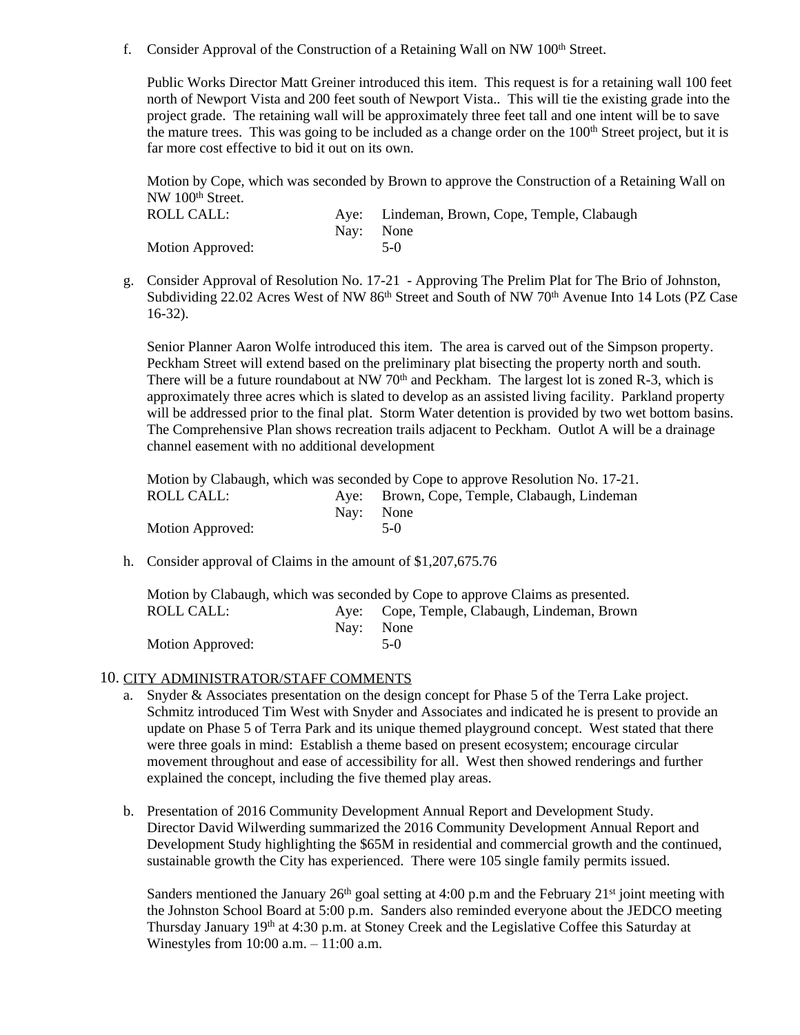f. Consider Approval of the Construction of a Retaining Wall on NW 100th Street.

   Public Works Director Matt Greiner introduced this item. This request is for a retaining wall 100 feet north of Newport Vista and 200 feet south of Newport Vista.. This will tie the existing grade into the project grade. The retaining wall will be approximately three feet tall and one intent will be to save the mature trees. This was going to be included as a change order on the 100th Street project, but it is far more cost effective to bid it out on its own.

   Motion by Cope, which was seconded by Brown to approve the Construction of a Retaining Wall on NW 100th Street.

   | | | |
   |---|---|---|
   | ROLL CALL: | Aye: | Lindeman, Brown, Cope, Temple, Clabaugh |
   | | Nay: | None |
   | Motion Approved: | | 5-0 |

g. Consider Approval of Resolution No. 17-21 - Approving The Prelim Plat for The Brio of Johnston, Subdividing 22.02 Acres West of NW 86th Street and South of NW 70th Avenue Into 14 Lots (PZ Case 16-32).

   Senior Planner Aaron Wolfe introduced this item. The area is carved out of the Simpson property. Peckham Street will extend based on the preliminary plat bisecting the property north and south. There will be a future roundabout at NW 70th and Peckham. The largest lot is zoned R-3, which is approximately three acres which is slated to develop as an assisted living facility. Parkland property will be addressed prior to the final plat. Storm Water detention is provided by two wet bottom basins. The Comprehensive Plan shows recreation trails adjacent to Peckham. Outlot A will be a drainage channel easement with no additional development

   Motion by Clabaugh, which was seconded by Cope to approve Resolution No. 17-21.

   | | | |
   |---|---|---|
   | ROLL CALL: | Aye: | Brown, Cope, Temple, Clabaugh, Lindeman |
   | | Nay: | None |
   | Motion Approved: | | 5-0 |

h. Consider approval of Claims in the amount of $1,207,675.76

   Motion by Clabaugh, which was seconded by Cope to approve Claims as presented.

   | | | |
   |---|---|---|
   | ROLL CALL: | Aye: | Cope, Temple, Clabaugh, Lindeman, Brown |
   | | Nay: | None |
   | Motion Approved: | | 5-0 |

10. <u>CITY ADMINISTRATOR/STAFF COMMENTS</u>

   a. Snyder & Associates presentation on the design concept for Phase 5 of the Terra Lake project. Schmitz introduced Tim West with Snyder and Associates and indicated he is present to provide an update on Phase 5 of Terra Park and its unique themed playground concept. West stated that there were three goals in mind: Establish a theme based on present ecosystem; encourage circular movement throughout and ease of accessibility for all. West then showed renderings and further explained the concept, including the five themed play areas.

   b. Presentation of 2016 Community Development Annual Report and Development Study.
   Director David Wilwerding summarized the 2016 Community Development Annual Report and Development Study highlighting the $65M in residential and commercial growth and the continued, sustainable growth the City has experienced. There were 105 single family permits issued.

   Sanders mentioned the January 26th goal setting at 4:00 p.m and the February 21st joint meeting with the Johnston School Board at 5:00 p.m. Sanders also reminded everyone about the JEDCO meeting Thursday January 19th at 4:30 p.m. at Stoney Creek and the Legislative Coffee this Saturday at Winestyles from 10:00 a.m. – 11:00 a.m.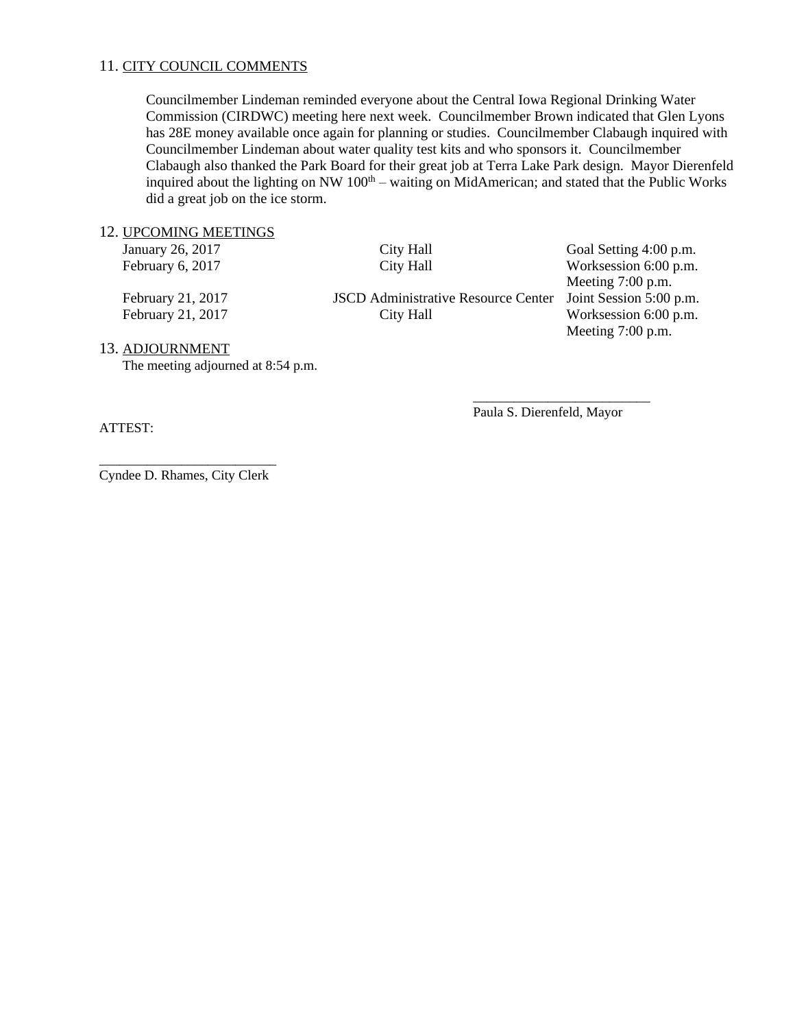11. <u>CITY COUNCIL COMMENTS</u>

Councilmember Lindeman reminded everyone about the Central Iowa Regional Drinking Water Commission (CIRDWC) meeting here next week. Councilmember Brown indicated that Glen Lyons has 28E money available once again for planning or studies. Councilmember Clabaugh inquired with Councilmember Lindeman about water quality test kits and who sponsors it. Councilmember Clabaugh also thanked the Park Board for their great job at Terra Lake Park design. Mayor Dierenfeld inquired about the lighting on NW 100th – waiting on MidAmerican; and stated that the Public Works did a great job on the ice storm.

12. <u>UPCOMING MEETINGS</u>

| | | |
|---|---|---|
| January 26, 2017 | City Hall | Goal Setting 4:00 p.m. |
| February 6, 2017 | City Hall | Worksession 6:00 p.m.<br>Meeting 7:00 p.m. |
| February 21, 2017 | JSCD Administrative Resource Center | Joint Session 5:00 p.m. |
| February 21, 2017 | City Hall | Worksession 6:00 p.m.<br>Meeting 7:00 p.m. |

13. <u>ADJOURNMENT</u>

The meeting adjourned at 8:54 p.m.

\_\_\_\_\_\_\_\_\_\_\_\_\_\_\_\_\_\_\_\_\_\_\_\_\_\_
Paula S. Dierenfeld, Mayor

ATTEST:

\_\_\_\_\_\_\_\_\_\_\_\_\_\_\_\_\_\_\_\_\_\_\_\_\_\_
Cyndee D. Rhames, City Clerk